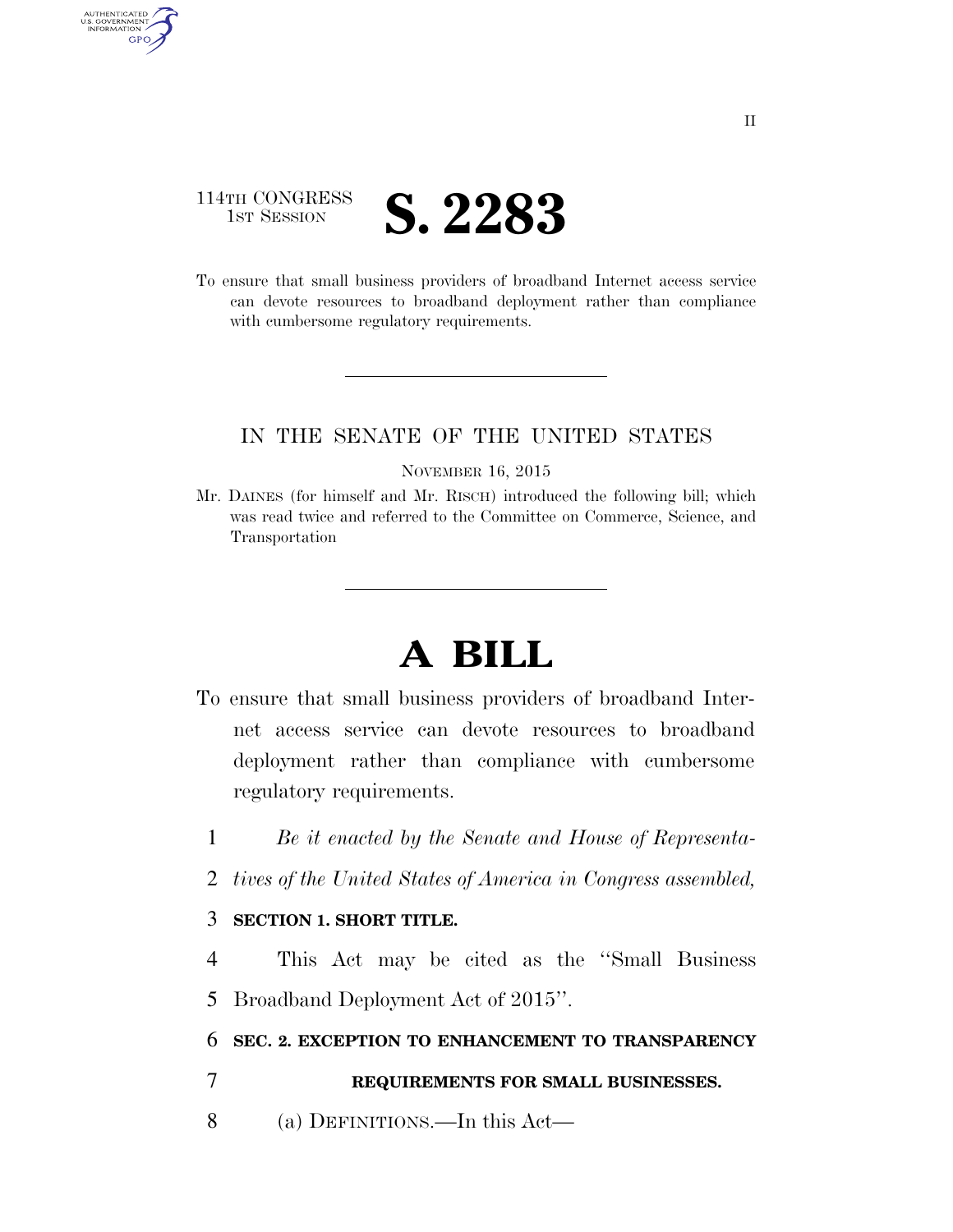114TH CONGRESS
1ST SESSION

# S. 2283

To ensure that small business providers of broadband Internet access service can devote resources to broadband deployment rather than compliance with cumbersome regulatory requirements.

IN THE SENATE OF THE UNITED STATES

NOVEMBER 16, 2015

Mr. DAINES (for himself and Mr. RISCH) introduced the following bill; which was read twice and referred to the Committee on Commerce, Science, and Transportation

# A BILL

To ensure that small business providers of broadband Internet access service can devote resources to broadband deployment rather than compliance with cumbersome regulatory requirements.

1 *Be it enacted by the Senate and House of Representa-*
2 *tives of the United States of America in Congress assembled,*

3 **SECTION 1. SHORT TITLE.**

4 This Act may be cited as the ''Small Business
5 Broadband Deployment Act of 2015''.

6 **SEC. 2. EXCEPTION TO ENHANCEMENT TO TRANSPARENCY**
7 **REQUIREMENTS FOR SMALL BUSINESSES.**

8 (a) DEFINITIONS.—In this Act—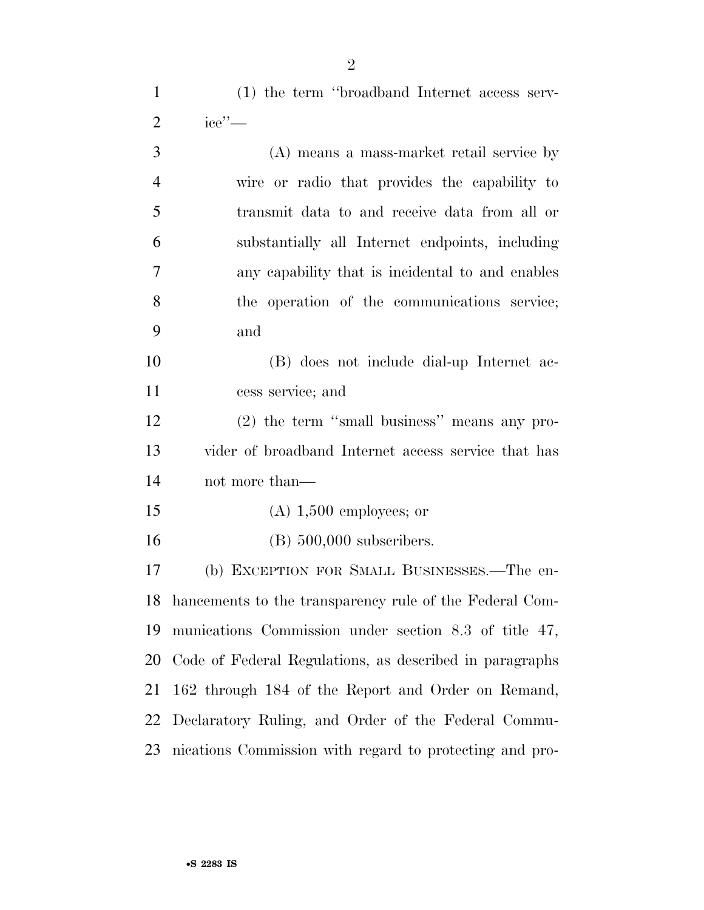(1) the term "broadband Internet access service"—

(A) means a mass-market retail service by wire or radio that provides the capability to transmit data to and receive data from all or substantially all Internet endpoints, including any capability that is incidental to and enables the operation of the communications service; and

(B) does not include dial-up Internet access service; and

(2) the term "small business" means any provider of broadband Internet access service that has not more than—

(A) 1,500 employees; or

(B) 500,000 subscribers.

(b) EXCEPTION FOR SMALL BUSINESSES.—The enhancements to the transparency rule of the Federal Communications Commission under section 8.3 of title 47, Code of Federal Regulations, as described in paragraphs 162 through 184 of the Report and Order on Remand, Declaratory Ruling, and Order of the Federal Communications Commission with regard to protecting and pro-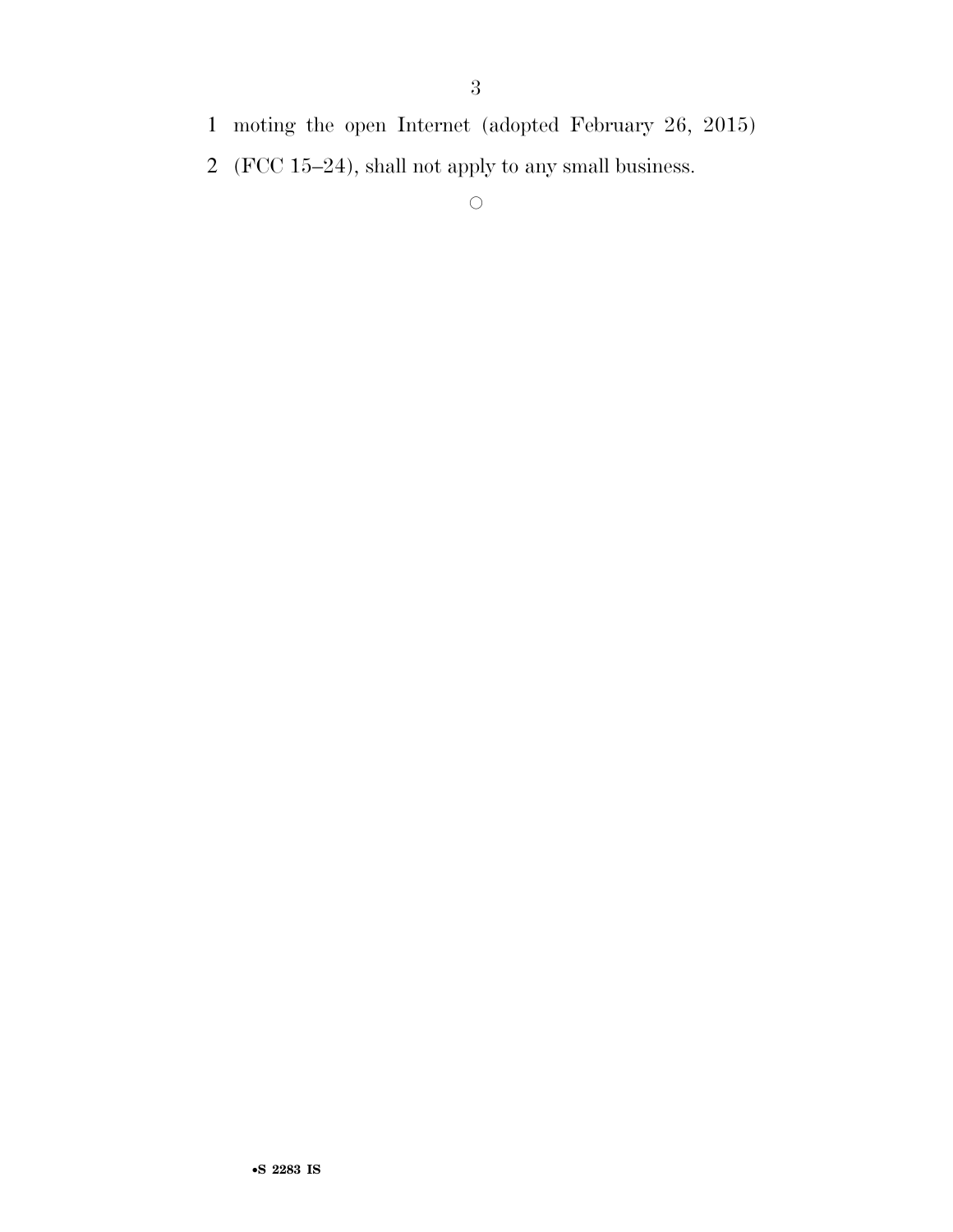moting the open Internet (adopted February 26, 2015) (FCC 15–24), shall not apply to any small business.

○